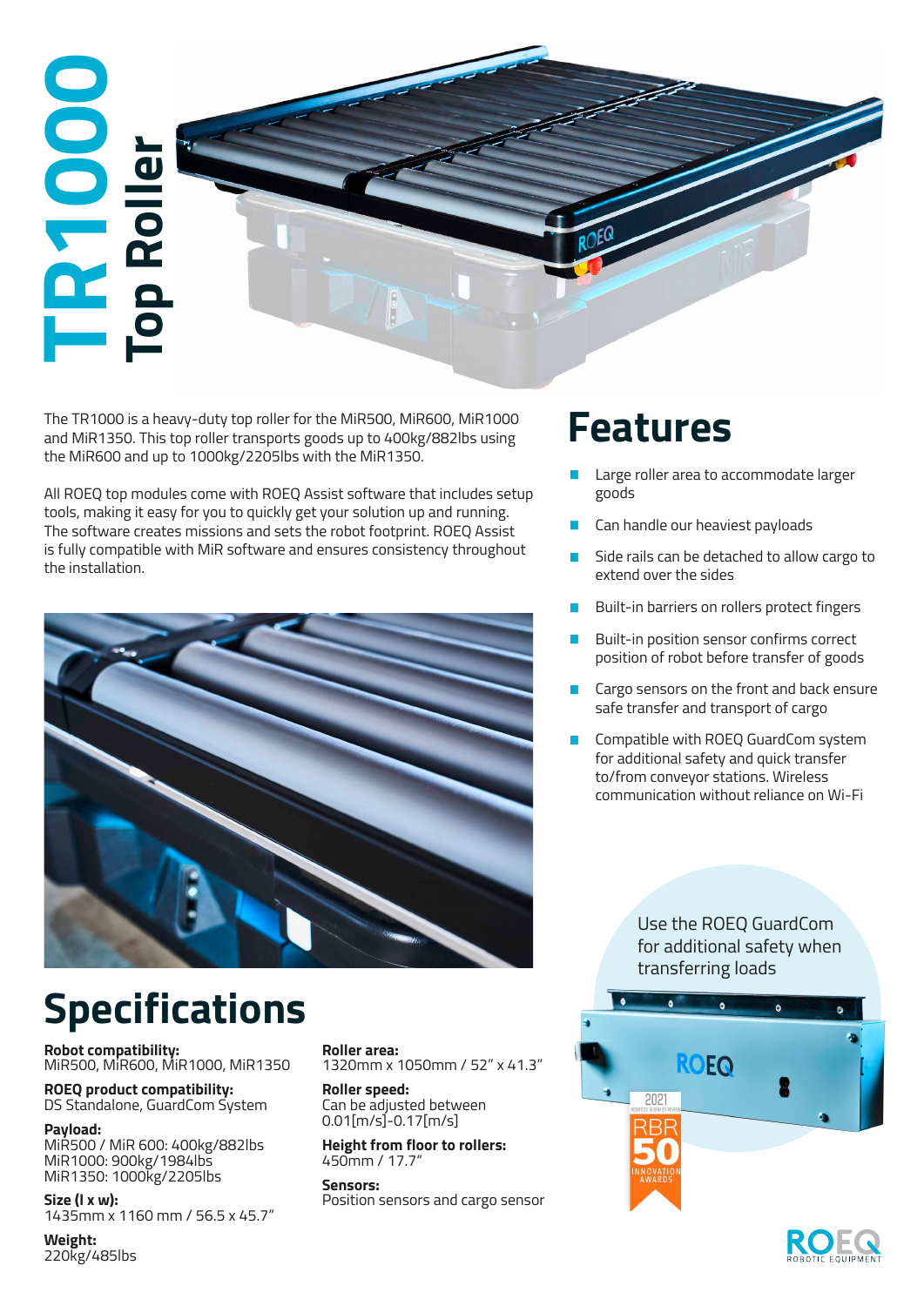# TR1000 Top Roller

The TR1000 is a heavy-duty top roller for the MiR500, MiR600, MiR1000 and MiR1350. This top roller transports goods up to 400kg/882lbs using the MiR600 and up to 1000kg/2205lbs with the MiR1350.

All ROEQ top modules come with ROEQ Assist software that includes setup tools, making it easy for you to quickly get your solution up and running. The software creates missions and sets the robot footprint. ROEQ Assist is fully compatible with MiR software and ensures consistency throughout the installation.

## Features

- Large roller area to accommodate larger goods
- Can handle our heaviest payloads
- Side rails can be detached to allow cargo to extend over the sides
- Built-in barriers on rollers protect fingers
- Built-in position sensor confirms correct position of robot before transfer of goods
- Cargo sensors on the front and back ensure safe transfer and transport of cargo
- Compatible with ROEQ GuardCom system for additional safety and quick transfer to/from conveyor stations. Wireless communication without reliance on Wi-Fi

Use the ROEQ GuardCom for additional safety when transferring loads

## Specifications

**Robot compatibility:**
MiR500, MiR600, MiR1000, MiR1350

**ROEQ product compatibility:**
DS Standalone, GuardCom System

**Payload:**
MiR500 / MiR 600: 400kg/882lbs
MiR1000: 900kg/1984lbs
MiR1350: 1000kg/2205lbs

**Size (l x w):**
1435mm x 1160 mm / 56.5 x 45.7"

**Weight:**
220kg/485lbs

**Roller area:**
1320mm x 1050mm / 52" x 41.3"

**Roller speed:**
Can be adjusted between 0.01[m/s]-0.17[m/s]

**Height from floor to rollers:**
450mm / 17.7"

**Sensors:**
Position sensors and cargo sensor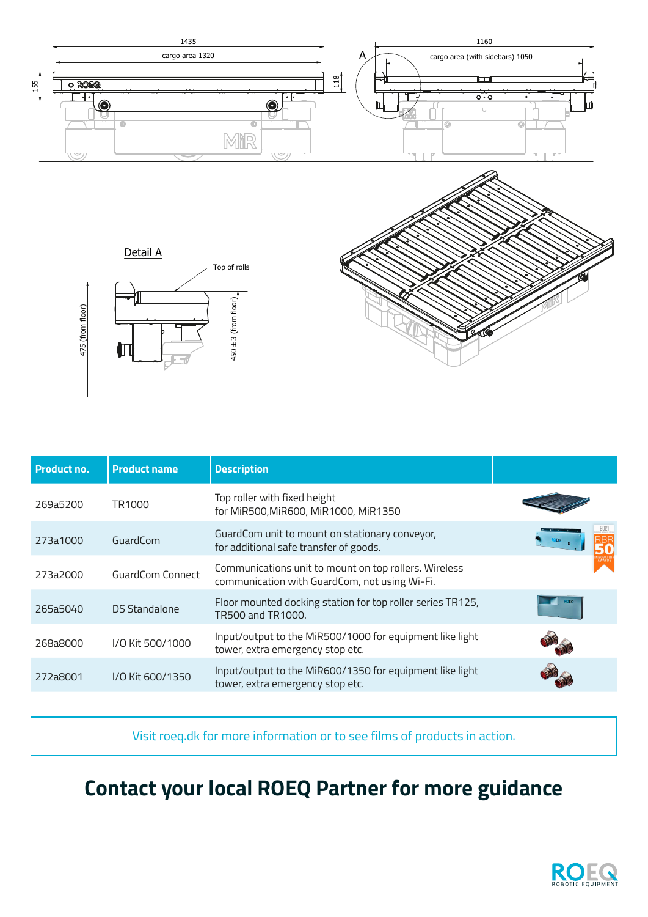1435

cargo area 1320

155

118

A

1160

cargo area (with sidebars) 1050

Detail A

Top of rolls

475 (from floor)

450 ± 3 (from floor)

| Product no. | Product name | Description | |
|---|---|---|---|
| 269a5200 | TR1000 | Top roller with fixed height<br>for MiR500,MiR600, MiR1000, MiR1350 | |
| 273a1000 | GuardCom | GuardCom unit to mount on stationary conveyor,<br>for additional safe transfer of goods. | |
| 273a2000 | GuardCom Connect | Communications unit to mount on top rollers. Wireless communication with GuardCom, not using Wi-Fi. | |
| 265a5040 | DS Standalone | Floor mounted docking station for top roller series TR125, TR500 and TR1000. | |
| 268a8000 | I/O Kit 500/1000 | Input/output to the MiR500/1000 for equipment like light tower, extra emergency stop etc. | |
| 272a8001 | I/O Kit 600/1350 | Input/output to the MiR600/1350 for equipment like light tower, extra emergency stop etc. | |

Visit roeq.dk for more information or to see films of products in action.

# Contact your local ROEQ Partner for more guidance